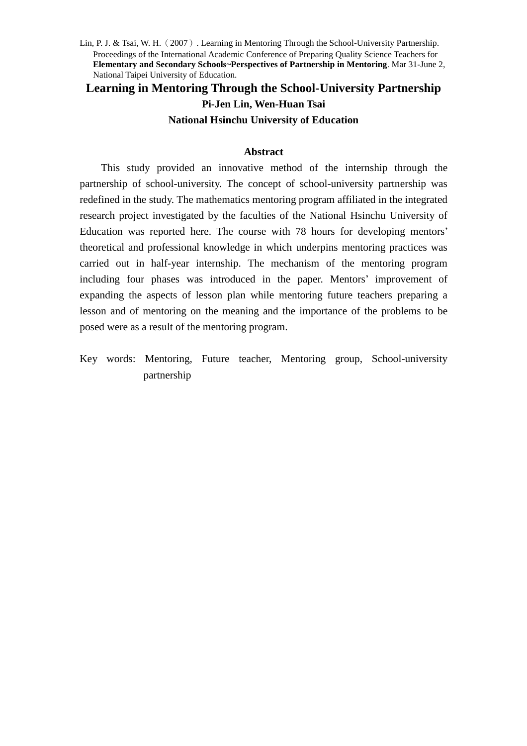Lin, P. J. & Tsai, W. H.（2007）. Learning in Mentoring Through the School-University Partnership. Proceedings of the International Academic Conference of Preparing Quality Science Teachers for **Elementary and Secondary Schools~Perspectives of Partnership in Mentoring**. Mar 31-June 2, National Taipei University of Education.

# Learning in Mentoring Through the School-University Partnership

**Pi-Jen Lin, Wen-Huan Tsai**

**National Hsinchu University of Education**

## Abstract

This study provided an innovative method of the internship through the partnership of school-university. The concept of school-university partnership was redefined in the study. The mathematics mentoring program affiliated in the integrated research project investigated by the faculties of the National Hsinchu University of Education was reported here. The course with 78 hours for developing mentors' theoretical and professional knowledge in which underpins mentoring practices was carried out in half-year internship. The mechanism of the mentoring program including four phases was introduced in the paper. Mentors' improvement of expanding the aspects of lesson plan while mentoring future teachers preparing a lesson and of mentoring on the meaning and the importance of the problems to be posed were as a result of the mentoring program.

Key words: Mentoring, Future teacher, Mentoring group, School-university partnership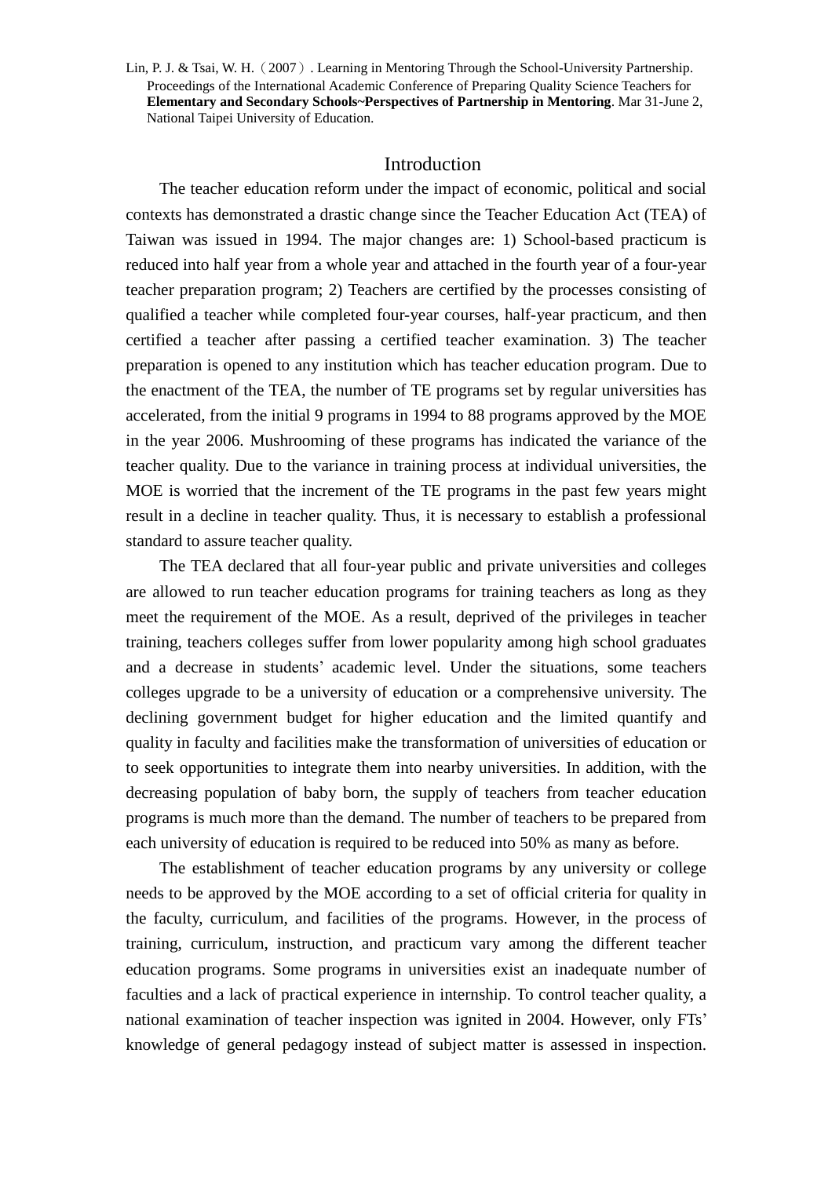Lin, P. J. & Tsai, W. H.（2007）. Learning in Mentoring Through the School-University Partnership. Proceedings of the International Academic Conference of Preparing Quality Science Teachers for **Elementary and Secondary Schools~Perspectives of Partnership in Mentoring**. Mar 31-June 2, National Taipei University of Education.

# Introduction

The teacher education reform under the impact of economic, political and social contexts has demonstrated a drastic change since the Teacher Education Act (TEA) of Taiwan was issued in 1994. The major changes are: 1) School-based practicum is reduced into half year from a whole year and attached in the fourth year of a four-year teacher preparation program; 2) Teachers are certified by the processes consisting of qualified a teacher while completed four-year courses, half-year practicum, and then certified a teacher after passing a certified teacher examination. 3) The teacher preparation is opened to any institution which has teacher education program. Due to the enactment of the TEA, the number of TE programs set by regular universities has accelerated, from the initial 9 programs in 1994 to 88 programs approved by the MOE in the year 2006. Mushrooming of these programs has indicated the variance of the teacher quality. Due to the variance in training process at individual universities, the MOE is worried that the increment of the TE programs in the past few years might result in a decline in teacher quality. Thus, it is necessary to establish a professional standard to assure teacher quality.

The TEA declared that all four-year public and private universities and colleges are allowed to run teacher education programs for training teachers as long as they meet the requirement of the MOE. As a result, deprived of the privileges in teacher training, teachers colleges suffer from lower popularity among high school graduates and a decrease in students' academic level. Under the situations, some teachers colleges upgrade to be a university of education or a comprehensive university. The declining government budget for higher education and the limited quantify and quality in faculty and facilities make the transformation of universities of education or to seek opportunities to integrate them into nearby universities. In addition, with the decreasing population of baby born, the supply of teachers from teacher education programs is much more than the demand. The number of teachers to be prepared from each university of education is required to be reduced into 50% as many as before.

The establishment of teacher education programs by any university or college needs to be approved by the MOE according to a set of official criteria for quality in the faculty, curriculum, and facilities of the programs. However, in the process of training, curriculum, instruction, and practicum vary among the different teacher education programs. Some programs in universities exist an inadequate number of faculties and a lack of practical experience in internship. To control teacher quality, a national examination of teacher inspection was ignited in 2004. However, only FTs' knowledge of general pedagogy instead of subject matter is assessed in inspection.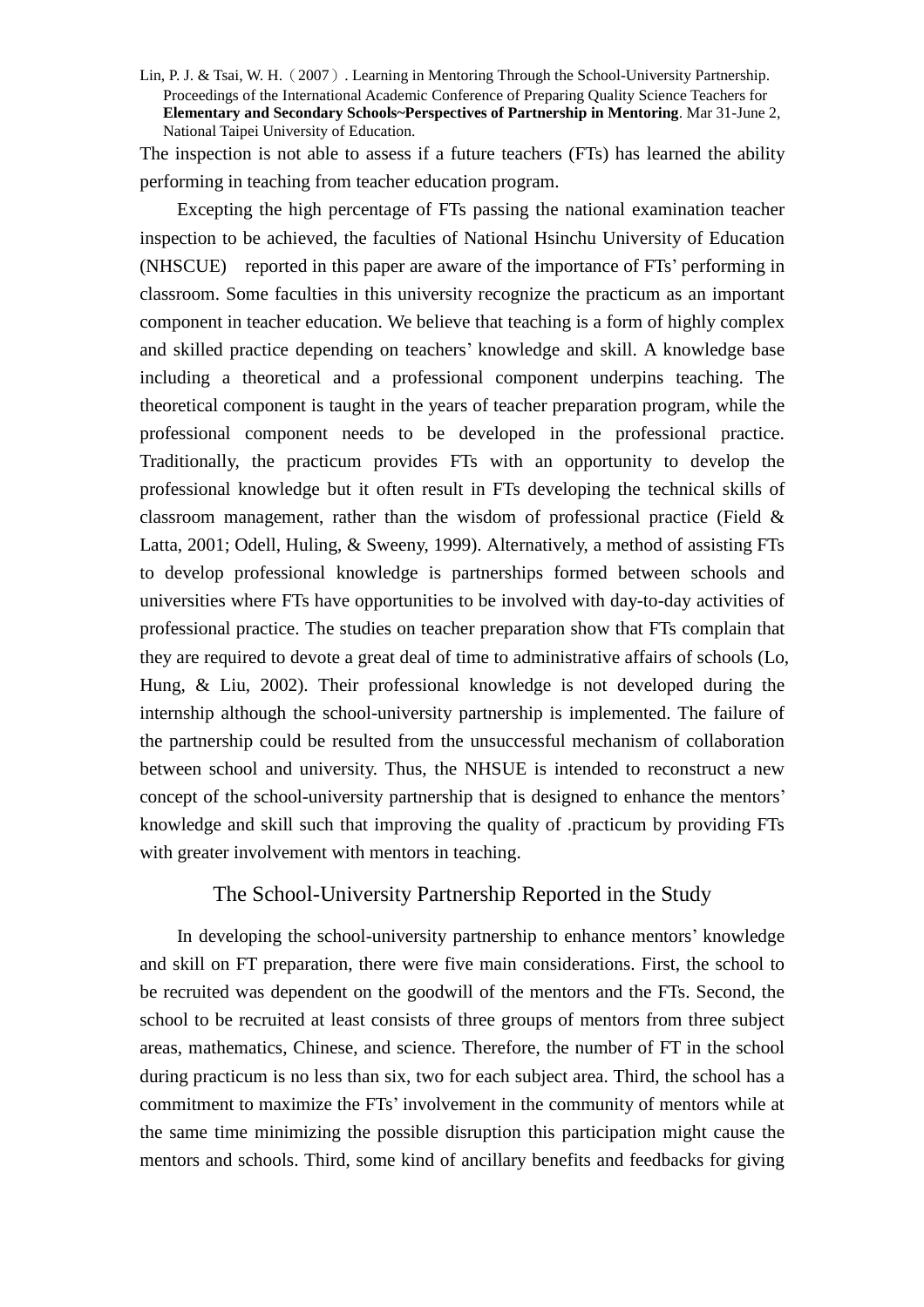The inspection is not able to assess if a future teachers (FTs) has learned the ability performing in teaching from teacher education program.

Excepting the high percentage of FTs passing the national examination teacher inspection to be achieved, the faculties of National Hsinchu University of Education (NHSCUE)  reported in this paper are aware of the importance of FTs' performing in classroom. Some faculties in this university recognize the practicum as an important component in teacher education. We believe that teaching is a form of highly complex and skilled practice depending on teachers' knowledge and skill. A knowledge base including a theoretical and a professional component underpins teaching. The theoretical component is taught in the years of teacher preparation program, while the professional component needs to be developed in the professional practice. Traditionally, the practicum provides FTs with an opportunity to develop the professional knowledge but it often result in FTs developing the technical skills of classroom management, rather than the wisdom of professional practice (Field & Latta, 2001; Odell, Huling, & Sweeny, 1999). Alternatively, a method of assisting FTs to develop professional knowledge is partnerships formed between schools and universities where FTs have opportunities to be involved with day-to-day activities of professional practice. The studies on teacher preparation show that FTs complain that they are required to devote a great deal of time to administrative affairs of schools (Lo, Hung, & Liu, 2002). Their professional knowledge is not developed during the internship although the school-university partnership is implemented. The failure of the partnership could be resulted from the unsuccessful mechanism of collaboration between school and university. Thus, the NHSUE is intended to reconstruct a new concept of the school-university partnership that is designed to enhance the mentors' knowledge and skill such that improving the quality of .practicum by providing FTs with greater involvement with mentors in teaching.

## The School-University Partnership Reported in the Study

In developing the school-university partnership to enhance mentors' knowledge and skill on FT preparation, there were five main considerations. First, the school to be recruited was dependent on the goodwill of the mentors and the FTs. Second, the school to be recruited at least consists of three groups of mentors from three subject areas, mathematics, Chinese, and science. Therefore, the number of FT in the school during practicum is no less than six, two for each subject area. Third, the school has a commitment to maximize the FTs' involvement in the community of mentors while at the same time minimizing the possible disruption this participation might cause the mentors and schools. Third, some kind of ancillary benefits and feedbacks for giving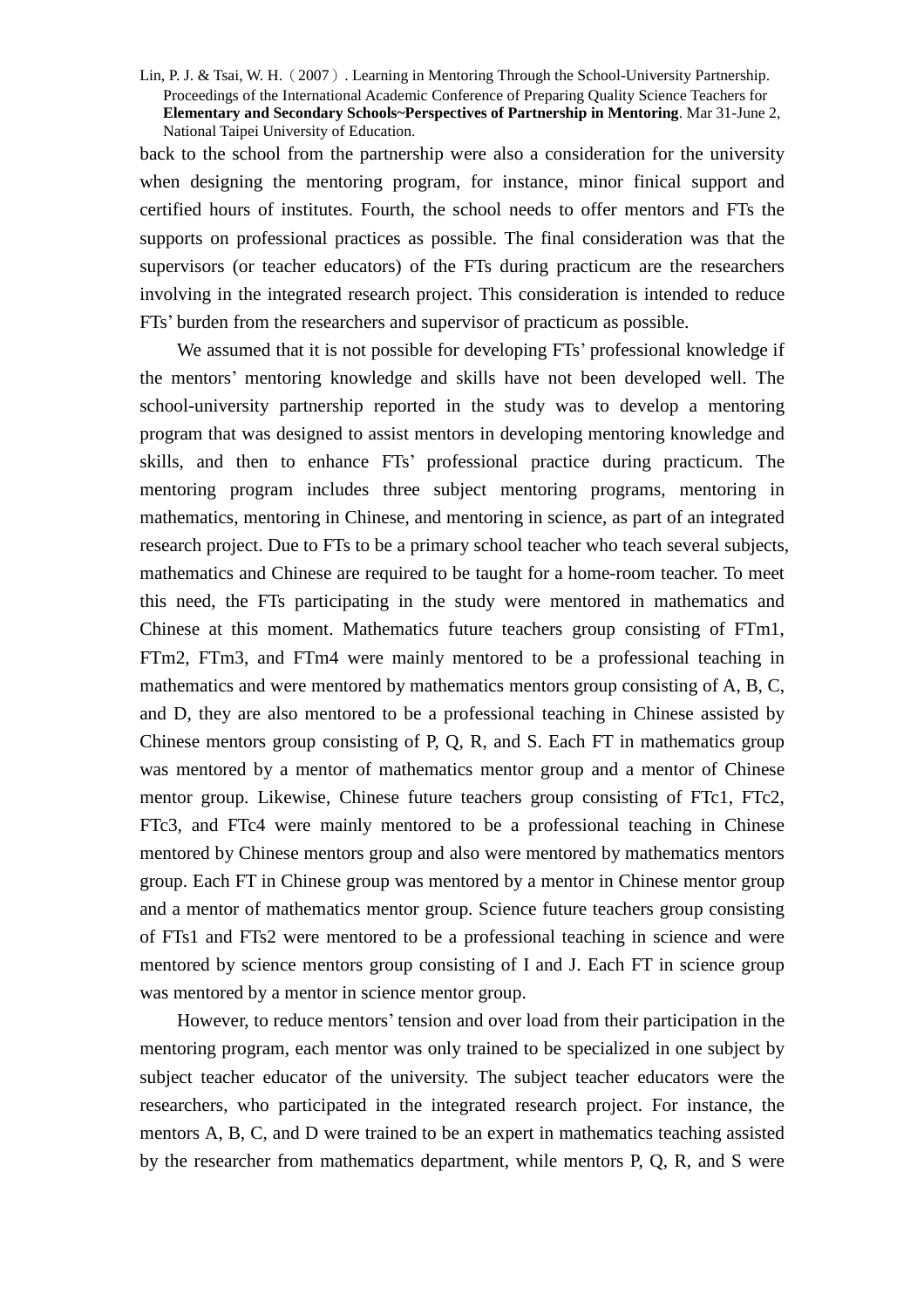back to the school from the partnership were also a consideration for the university when designing the mentoring program, for instance, minor finical support and certified hours of institutes. Fourth, the school needs to offer mentors and FTs the supports on professional practices as possible. The final consideration was that the supervisors (or teacher educators) of the FTs during practicum are the researchers involving in the integrated research project. This consideration is intended to reduce FTs' burden from the researchers and supervisor of practicum as possible.

We assumed that it is not possible for developing FTs' professional knowledge if the mentors' mentoring knowledge and skills have not been developed well. The school-university partnership reported in the study was to develop a mentoring program that was designed to assist mentors in developing mentoring knowledge and skills, and then to enhance FTs' professional practice during practicum. The mentoring program includes three subject mentoring programs, mentoring in mathematics, mentoring in Chinese, and mentoring in science, as part of an integrated research project. Due to FTs to be a primary school teacher who teach several subjects, mathematics and Chinese are required to be taught for a home-room teacher. To meet this need, the FTs participating in the study were mentored in mathematics and Chinese at this moment. Mathematics future teachers group consisting of FTm1, FTm2, FTm3, and FTm4 were mainly mentored to be a professional teaching in mathematics and were mentored by mathematics mentors group consisting of A, B, C, and D, they are also mentored to be a professional teaching in Chinese assisted by Chinese mentors group consisting of P, Q, R, and S. Each FT in mathematics group was mentored by a mentor of mathematics mentor group and a mentor of Chinese mentor group. Likewise, Chinese future teachers group consisting of FTc1, FTc2, FTc3, and FTc4 were mainly mentored to be a professional teaching in Chinese mentored by Chinese mentors group and also were mentored by mathematics mentors group. Each FT in Chinese group was mentored by a mentor in Chinese mentor group and a mentor of mathematics mentor group. Science future teachers group consisting of FTs1 and FTs2 were mentored to be a professional teaching in science and were mentored by science mentors group consisting of I and J. Each FT in science group was mentored by a mentor in science mentor group.

However, to reduce mentors' tension and over load from their participation in the mentoring program, each mentor was only trained to be specialized in one subject by subject teacher educator of the university. The subject teacher educators were the researchers, who participated in the integrated research project. For instance, the mentors A, B, C, and D were trained to be an expert in mathematics teaching assisted by the researcher from mathematics department, while mentors P, Q, R, and S were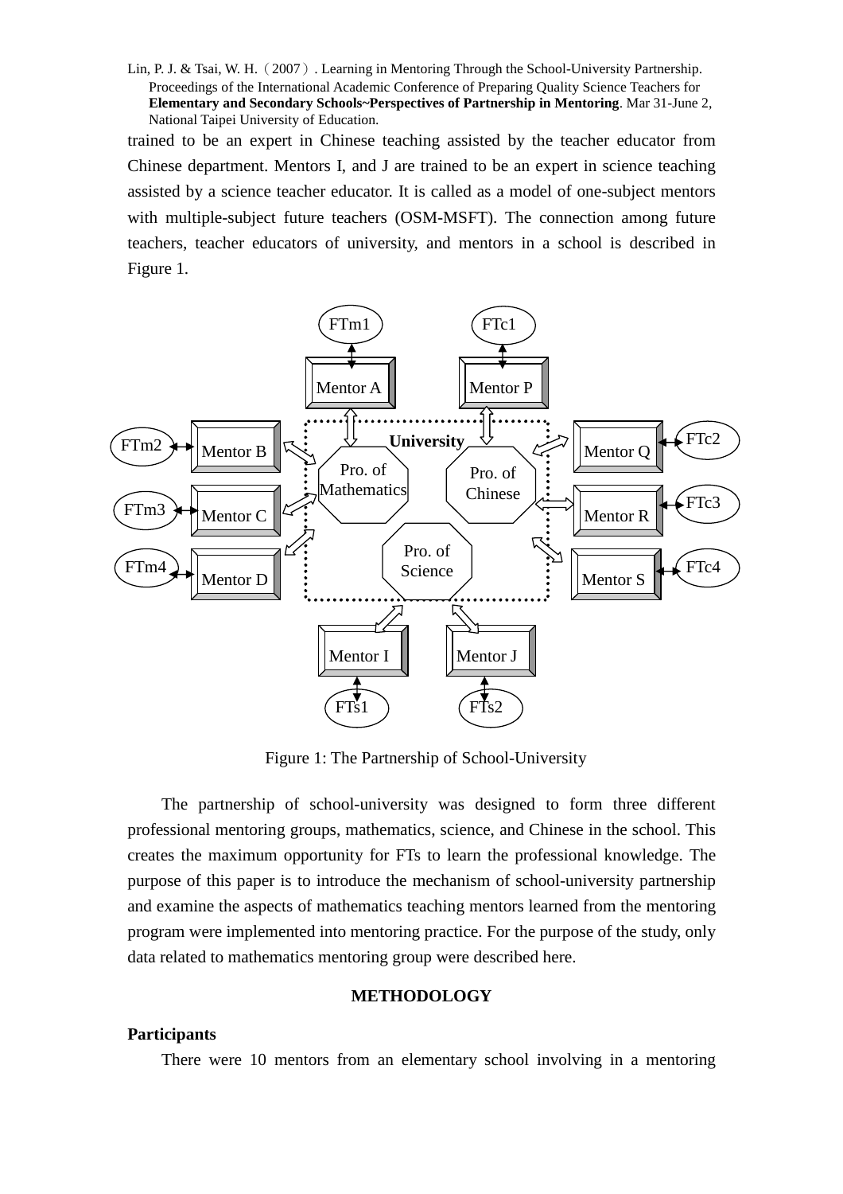trained to be an expert in Chinese teaching assisted by the teacher educator from Chinese department. Mentors I, and J are trained to be an expert in science teaching assisted by a science teacher educator. It is called as a model of one-subject mentors with multiple-subject future teachers (OSM-MSFT). The connection among future teachers, teacher educators of university, and mentors in a school is described in Figure 1.

Figure 1: The Partnership of School-University

The partnership of school-university was designed to form three different professional mentoring groups, mathematics, science, and Chinese in the school. This creates the maximum opportunity for FTs to learn the professional knowledge. The purpose of this paper is to introduce the mechanism of school-university partnership and examine the aspects of mathematics teaching mentors learned from the mentoring program were implemented into mentoring practice. For the purpose of the study, only data related to mathematics mentoring group were described here.

## METHODOLOGY

### Participants

There were 10 mentors from an elementary school involving in a mentoring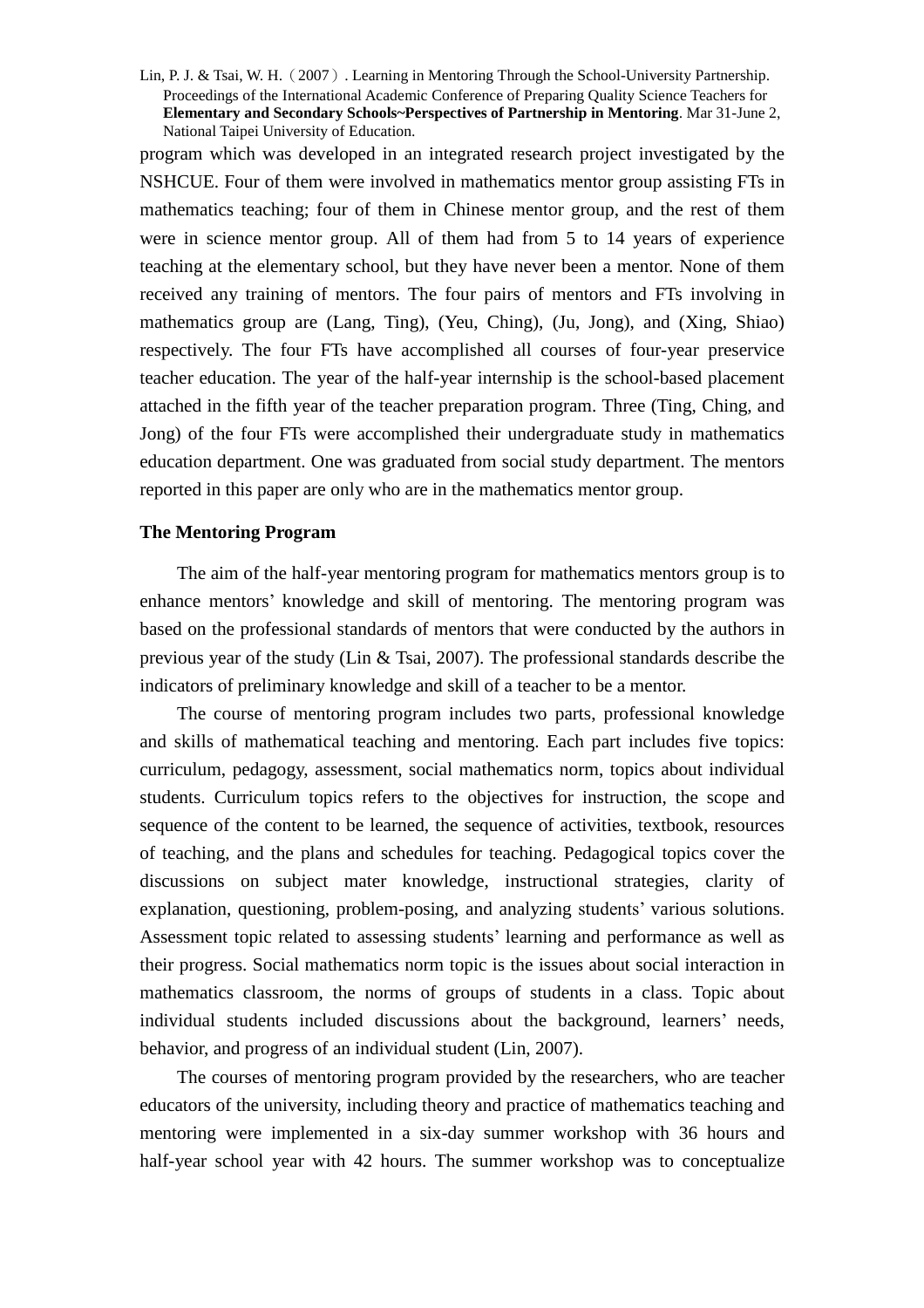program which was developed in an integrated research project investigated by the NSHCUE. Four of them were involved in mathematics mentor group assisting FTs in mathematics teaching; four of them in Chinese mentor group, and the rest of them were in science mentor group. All of them had from 5 to 14 years of experience teaching at the elementary school, but they have never been a mentor. None of them received any training of mentors. The four pairs of mentors and FTs involving in mathematics group are (Lang, Ting), (Yeu, Ching), (Ju, Jong), and (Xing, Shiao) respectively. The four FTs have accomplished all courses of four-year preservice teacher education. The year of the half-year internship is the school-based placement attached in the fifth year of the teacher preparation program. Three (Ting, Ching, and Jong) of the four FTs were accomplished their undergraduate study in mathematics education department. One was graduated from social study department. The mentors reported in this paper are only who are in the mathematics mentor group.

### The Mentoring Program

The aim of the half-year mentoring program for mathematics mentors group is to enhance mentors' knowledge and skill of mentoring. The mentoring program was based on the professional standards of mentors that were conducted by the authors in previous year of the study (Lin & Tsai, 2007). The professional standards describe the indicators of preliminary knowledge and skill of a teacher to be a mentor.

The course of mentoring program includes two parts, professional knowledge and skills of mathematical teaching and mentoring. Each part includes five topics: curriculum, pedagogy, assessment, social mathematics norm, topics about individual students. Curriculum topics refers to the objectives for instruction, the scope and sequence of the content to be learned, the sequence of activities, textbook, resources of teaching, and the plans and schedules for teaching. Pedagogical topics cover the discussions on subject mater knowledge, instructional strategies, clarity of explanation, questioning, problem-posing, and analyzing students' various solutions. Assessment topic related to assessing students' learning and performance as well as their progress. Social mathematics norm topic is the issues about social interaction in mathematics classroom, the norms of groups of students in a class. Topic about individual students included discussions about the background, learners' needs, behavior, and progress of an individual student (Lin, 2007).

The courses of mentoring program provided by the researchers, who are teacher educators of the university, including theory and practice of mathematics teaching and mentoring were implemented in a six-day summer workshop with 36 hours and half-year school year with 42 hours. The summer workshop was to conceptualize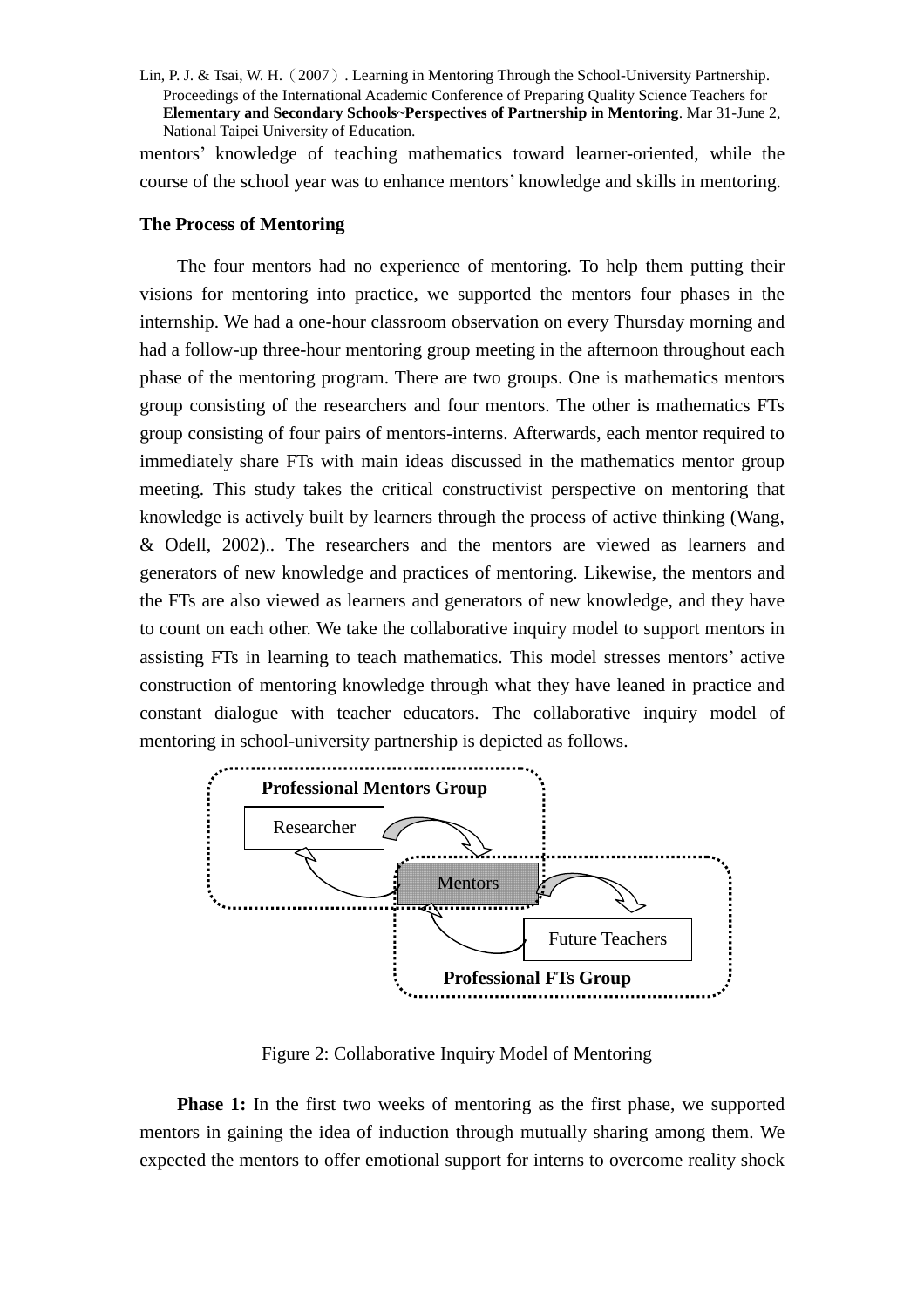mentors' knowledge of teaching mathematics toward learner-oriented, while the course of the school year was to enhance mentors' knowledge and skills in mentoring.

**The Process of Mentoring**

The four mentors had no experience of mentoring. To help them putting their visions for mentoring into practice, we supported the mentors four phases in the internship. We had a one-hour classroom observation on every Thursday morning and had a follow-up three-hour mentoring group meeting in the afternoon throughout each phase of the mentoring program. There are two groups. One is mathematics mentors group consisting of the researchers and four mentors. The other is mathematics FTs group consisting of four pairs of mentors-interns. Afterwards, each mentor required to immediately share FTs with main ideas discussed in the mathematics mentor group meeting. This study takes the critical constructivist perspective on mentoring that knowledge is actively built by learners through the process of active thinking (Wang, & Odell, 2002).. The researchers and the mentors are viewed as learners and generators of new knowledge and practices of mentoring. Likewise, the mentors and the FTs are also viewed as learners and generators of new knowledge, and they have to count on each other. We take the collaborative inquiry model to support mentors in assisting FTs in learning to teach mathematics. This model stresses mentors' active construction of mentoring knowledge through what they have leaned in practice and constant dialogue with teacher educators. The collaborative inquiry model of mentoring in school-university partnership is depicted as follows.

**Professional Mentors Group**

Researcher

Mentors

Future Teachers

**Professional FTs Group**

Figure 2: Collaborative Inquiry Model of Mentoring

**Phase 1:** In the first two weeks of mentoring as the first phase, we supported mentors in gaining the idea of induction through mutually sharing among them. We expected the mentors to offer emotional support for interns to overcome reality shock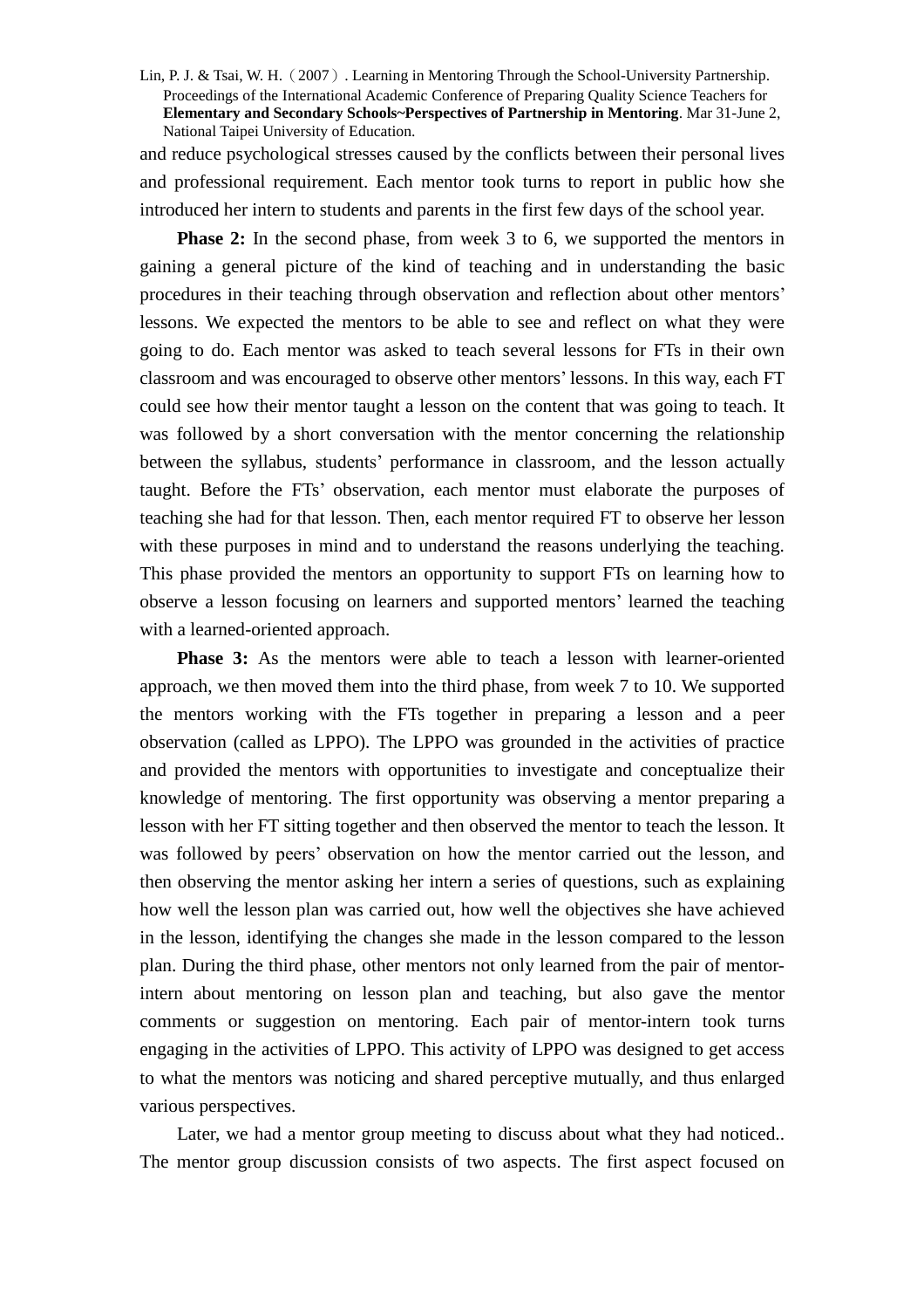and reduce psychological stresses caused by the conflicts between their personal lives and professional requirement. Each mentor took turns to report in public how she introduced her intern to students and parents in the first few days of the school year.

**Phase 2:** In the second phase, from week 3 to 6, we supported the mentors in gaining a general picture of the kind of teaching and in understanding the basic procedures in their teaching through observation and reflection about other mentors' lessons. We expected the mentors to be able to see and reflect on what they were going to do. Each mentor was asked to teach several lessons for FTs in their own classroom and was encouraged to observe other mentors' lessons. In this way, each FT could see how their mentor taught a lesson on the content that was going to teach. It was followed by a short conversation with the mentor concerning the relationship between the syllabus, students' performance in classroom, and the lesson actually taught. Before the FTs' observation, each mentor must elaborate the purposes of teaching she had for that lesson. Then, each mentor required FT to observe her lesson with these purposes in mind and to understand the reasons underlying the teaching. This phase provided the mentors an opportunity to support FTs on learning how to observe a lesson focusing on learners and supported mentors' learned the teaching with a learned-oriented approach.

**Phase 3:** As the mentors were able to teach a lesson with learner-oriented approach, we then moved them into the third phase, from week 7 to 10. We supported the mentors working with the FTs together in preparing a lesson and a peer observation (called as LPPO). The LPPO was grounded in the activities of practice and provided the mentors with opportunities to investigate and conceptualize their knowledge of mentoring. The first opportunity was observing a mentor preparing a lesson with her FT sitting together and then observed the mentor to teach the lesson. It was followed by peers' observation on how the mentor carried out the lesson, and then observing the mentor asking her intern a series of questions, such as explaining how well the lesson plan was carried out, how well the objectives she have achieved in the lesson, identifying the changes she made in the lesson compared to the lesson plan. During the third phase, other mentors not only learned from the pair of mentor-intern about mentoring on lesson plan and teaching, but also gave the mentor comments or suggestion on mentoring. Each pair of mentor-intern took turns engaging in the activities of LPPO. This activity of LPPO was designed to get access to what the mentors was noticing and shared perceptive mutually, and thus enlarged various perspectives.

Later, we had a mentor group meeting to discuss about what they had noticed.. The mentor group discussion consists of two aspects. The first aspect focused on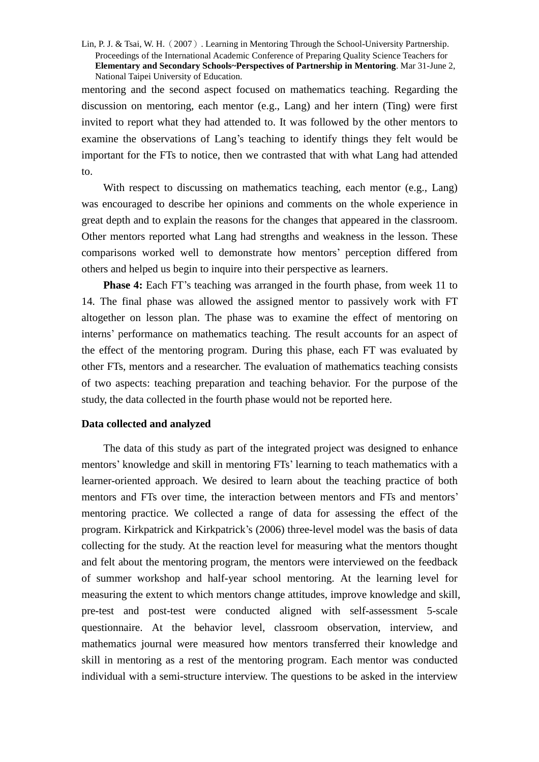mentoring and the second aspect focused on mathematics teaching. Regarding the discussion on mentoring, each mentor (e.g., Lang) and her intern (Ting) were first invited to report what they had attended to. It was followed by the other mentors to examine the observations of Lang's teaching to identify things they felt would be important for the FTs to notice, then we contrasted that with what Lang had attended to.

With respect to discussing on mathematics teaching, each mentor (e.g., Lang) was encouraged to describe her opinions and comments on the whole experience in great depth and to explain the reasons for the changes that appeared in the classroom. Other mentors reported what Lang had strengths and weakness in the lesson. These comparisons worked well to demonstrate how mentors' perception differed from others and helped us begin to inquire into their perspective as learners.

**Phase 4:** Each FT's teaching was arranged in the fourth phase, from week 11 to 14. The final phase was allowed the assigned mentor to passively work with FT altogether on lesson plan. The phase was to examine the effect of mentoring on interns' performance on mathematics teaching. The result accounts for an aspect of the effect of the mentoring program. During this phase, each FT was evaluated by other FTs, mentors and a researcher. The evaluation of mathematics teaching consists of two aspects: teaching preparation and teaching behavior. For the purpose of the study, the data collected in the fourth phase would not be reported here.

**Data collected and analyzed**

The data of this study as part of the integrated project was designed to enhance mentors' knowledge and skill in mentoring FTs' learning to teach mathematics with a learner-oriented approach. We desired to learn about the teaching practice of both mentors and FTs over time, the interaction between mentors and FTs and mentors' mentoring practice. We collected a range of data for assessing the effect of the program. Kirkpatrick and Kirkpatrick's (2006) three-level model was the basis of data collecting for the study. At the reaction level for measuring what the mentors thought and felt about the mentoring program, the mentors were interviewed on the feedback of summer workshop and half-year school mentoring. At the learning level for measuring the extent to which mentors change attitudes, improve knowledge and skill, pre-test and post-test were conducted aligned with self-assessment 5-scale questionnaire. At the behavior level, classroom observation, interview, and mathematics journal were measured how mentors transferred their knowledge and skill in mentoring as a rest of the mentoring program. Each mentor was conducted individual with a semi-structure interview. The questions to be asked in the interview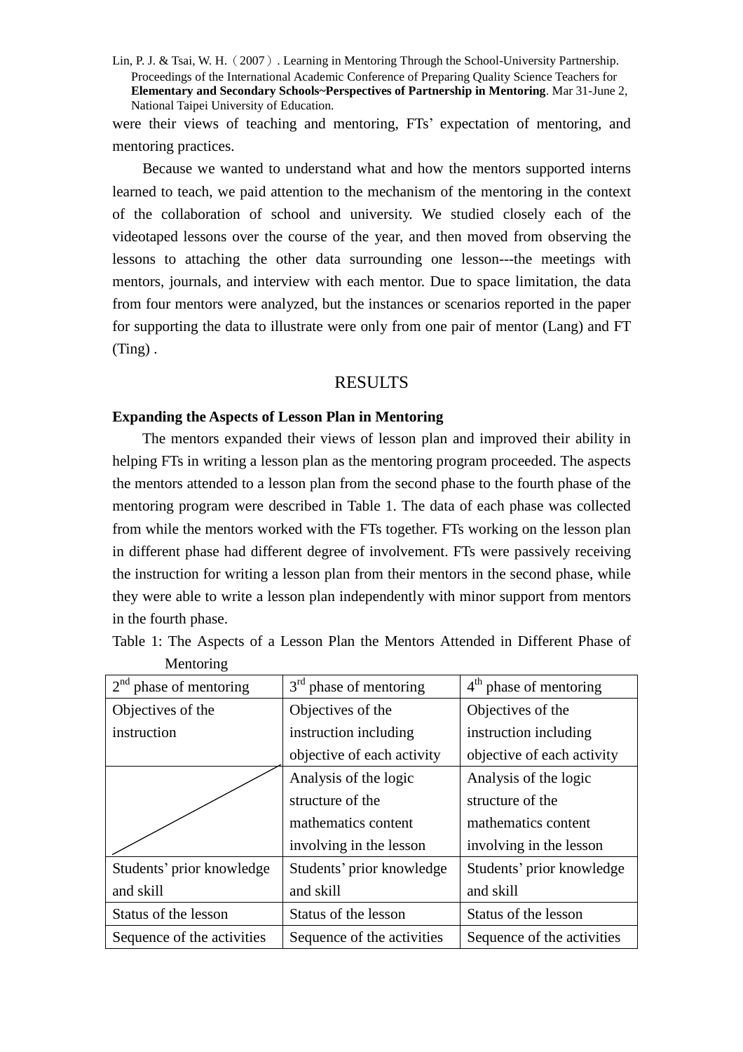were their views of teaching and mentoring, FTs' expectation of mentoring, and mentoring practices.

Because we wanted to understand what and how the mentors supported interns learned to teach, we paid attention to the mechanism of the mentoring in the context of the collaboration of school and university. We studied closely each of the videotaped lessons over the course of the year, and then moved from observing the lessons to attaching the other data surrounding one lesson---the meetings with mentors, journals, and interview with each mentor. Due to space limitation, the data from four mentors were analyzed, but the instances or scenarios reported in the paper for supporting the data to illustrate were only from one pair of mentor (Lang) and FT (Ting) .

## RESULTS

### Expanding the Aspects of Lesson Plan in Mentoring

The mentors expanded their views of lesson plan and improved their ability in helping FTs in writing a lesson plan as the mentoring program proceeded. The aspects the mentors attended to a lesson plan from the second phase to the fourth phase of the mentoring program were described in Table 1. The data of each phase was collected from while the mentors worked with the FTs together. FTs working on the lesson plan in different phase had different degree of involvement. FTs were passively receiving the instruction for writing a lesson plan from their mentors in the second phase, while they were able to write a lesson plan independently with minor support from mentors in the fourth phase.

Table 1: The Aspects of a Lesson Plan the Mentors Attended in Different Phase of Mentoring

| 2nd phase of mentoring | 3rd phase of mentoring | 4th phase of mentoring |
| --- | --- | --- |
| Objectives of the instruction | Objectives of the instruction including objective of each activity | Objectives of the instruction including objective of each activity |
| | Analysis of the logic structure of the mathematics content involving in the lesson | Analysis of the logic structure of the mathematics content involving in the lesson |
| Students' prior knowledge and skill | Students' prior knowledge and skill | Students' prior knowledge and skill |
| Status of the lesson | Status of the lesson | Status of the lesson |
| Sequence of the activities | Sequence of the activities | Sequence of the activities |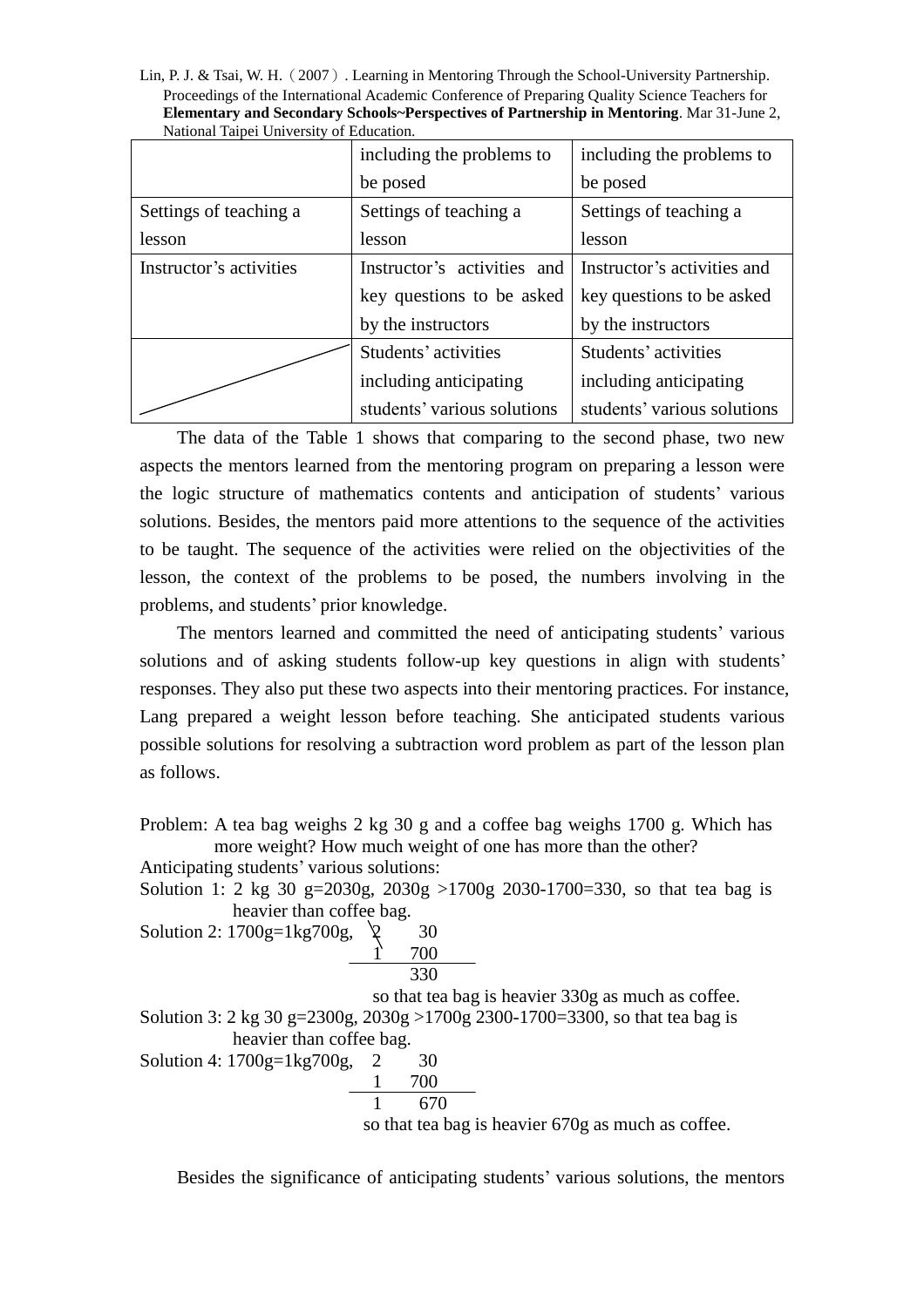|  | including the problems to be posed | including the problems to be posed |
|---|---|---|
| Settings of teaching a lesson | Settings of teaching a lesson | Settings of teaching a lesson |
| Instructor's activities | Instructor's activities and key questions to be asked by the instructors | Instructor's activities and key questions to be asked by the instructors |
|  | Students' activities including anticipating students' various solutions | Students' activities including anticipating students' various solutions |

The data of the Table 1 shows that comparing to the second phase, two new aspects the mentors learned from the mentoring program on preparing a lesson were the logic structure of mathematics contents and anticipation of students' various solutions. Besides, the mentors paid more attentions to the sequence of the activities to be taught. The sequence of the activities were relied on the objectivities of the lesson, the context of the problems to be posed, the numbers involving in the problems, and students' prior knowledge.

The mentors learned and committed the need of anticipating students' various solutions and of asking students follow-up key questions in align with students' responses. They also put these two aspects into their mentoring practices. For instance, Lang prepared a weight lesson before teaching. She anticipated students various possible solutions for resolving a subtraction word problem as part of the lesson plan as follows.

Problem: A tea bag weighs 2 kg 30 g and a coffee bag weighs 1700 g. Which has more weight? How much weight of one has more than the other?

Anticipating students' various solutions:

Solution 1: 2 kg 30 g=2030g, 2030g >1700g 2030-1700=330, so that tea bag is heavier than coffee bag.

Solution 2: 1700g=1kg700g,

```
  2   30
  1  700
------------
     330
```

so that tea bag is heavier 330g as much as coffee.

Solution 3: 2 kg 30 g=2300g, 2030g >1700g 2300-1700=3300, so that tea bag is heavier than coffee bag.

Solution 4: 1700g=1kg700g,

```
  2   30
  1  700
------------
  1  670
```

so that tea bag is heavier 670g as much as coffee.

Besides the significance of anticipating students' various solutions, the mentors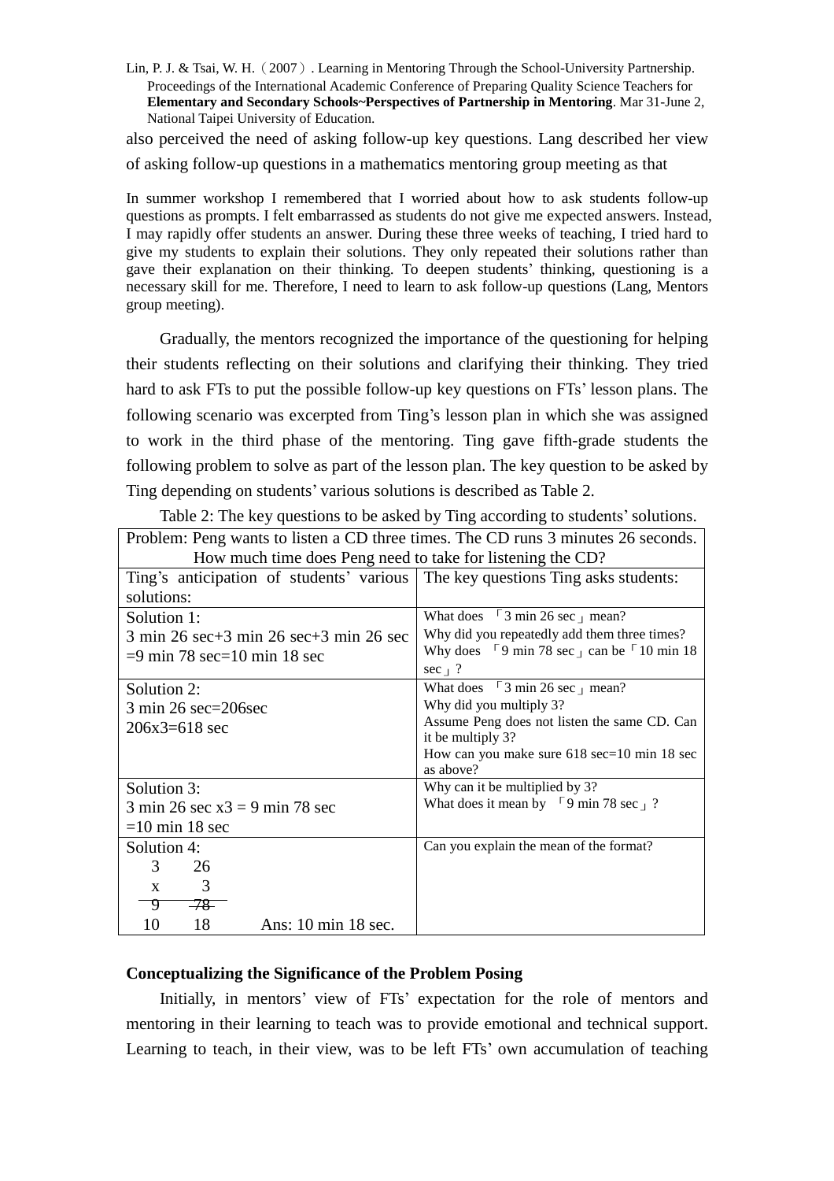also perceived the need of asking follow-up key questions. Lang described her view of asking follow-up questions in a mathematics mentoring group meeting as that

> In summer workshop I remembered that I worried about how to ask students follow-up questions as prompts. I felt embarrassed as students do not give me expected answers. Instead, I may rapidly offer students an answer. During these three weeks of teaching, I tried hard to give my students to explain their solutions. They only repeated their solutions rather than gave their explanation on their thinking. To deepen students' thinking, questioning is a necessary skill for me. Therefore, I need to learn to ask follow-up questions (Lang, Mentors group meeting).

Gradually, the mentors recognized the importance of the questioning for helping their students reflecting on their solutions and clarifying their thinking. They tried hard to ask FTs to put the possible follow-up key questions on FTs' lesson plans. The following scenario was excerpted from Ting's lesson plan in which she was assigned to work in the third phase of the mentoring. Ting gave fifth-grade students the following problem to solve as part of the lesson plan. The key question to be asked by Ting depending on students' various solutions is described as Table 2.

Table 2: The key questions to be asked by Ting according to students' solutions.

| Problem: Peng wants to listen a CD three times. The CD runs 3 minutes 26 seconds. How much time does Peng need to take for listening the CD? | |
|---|---|
| Ting's anticipation of students' various solutions: | The key questions Ting asks students: |
| Solution 1:<br>3 min 26 sec+3 min 26 sec+3 min 26 sec =9 min 78 sec=10 min 18 sec | What does 「3 min 26 sec」 mean?<br>Why did you repeatedly add them three times?<br>Why does 「9 min 78 sec」 can be「10 min 18 sec」? |
| Solution 2:<br>3 min 26 sec=206sec<br>206x3=618 sec | What does 「3 min 26 sec」 mean?<br>Why did you multiply 3?<br>Assume Peng does not listen the same CD. Can it be multiply 3?<br>How can you make sure 618 sec=10 min 18 sec as above? |
| Solution 3:<br>3 min 26 sec x3 = 9 min 78 sec =10 min 18 sec | Why can it be multiplied by 3?<br>What does it mean by 「9 min 78 sec」? |
| Solution 4:<br>3 26<br>x 3<br>~~9 78~~<br>10 18 Ans: 10 min 18 sec. | Can you explain the mean of the format? |

**Conceptualizing the Significance of the Problem Posing**

Initially, in mentors' view of FTs' expectation for the role of mentors and mentoring in their learning to teach was to provide emotional and technical support. Learning to teach, in their view, was to be left FTs' own accumulation of teaching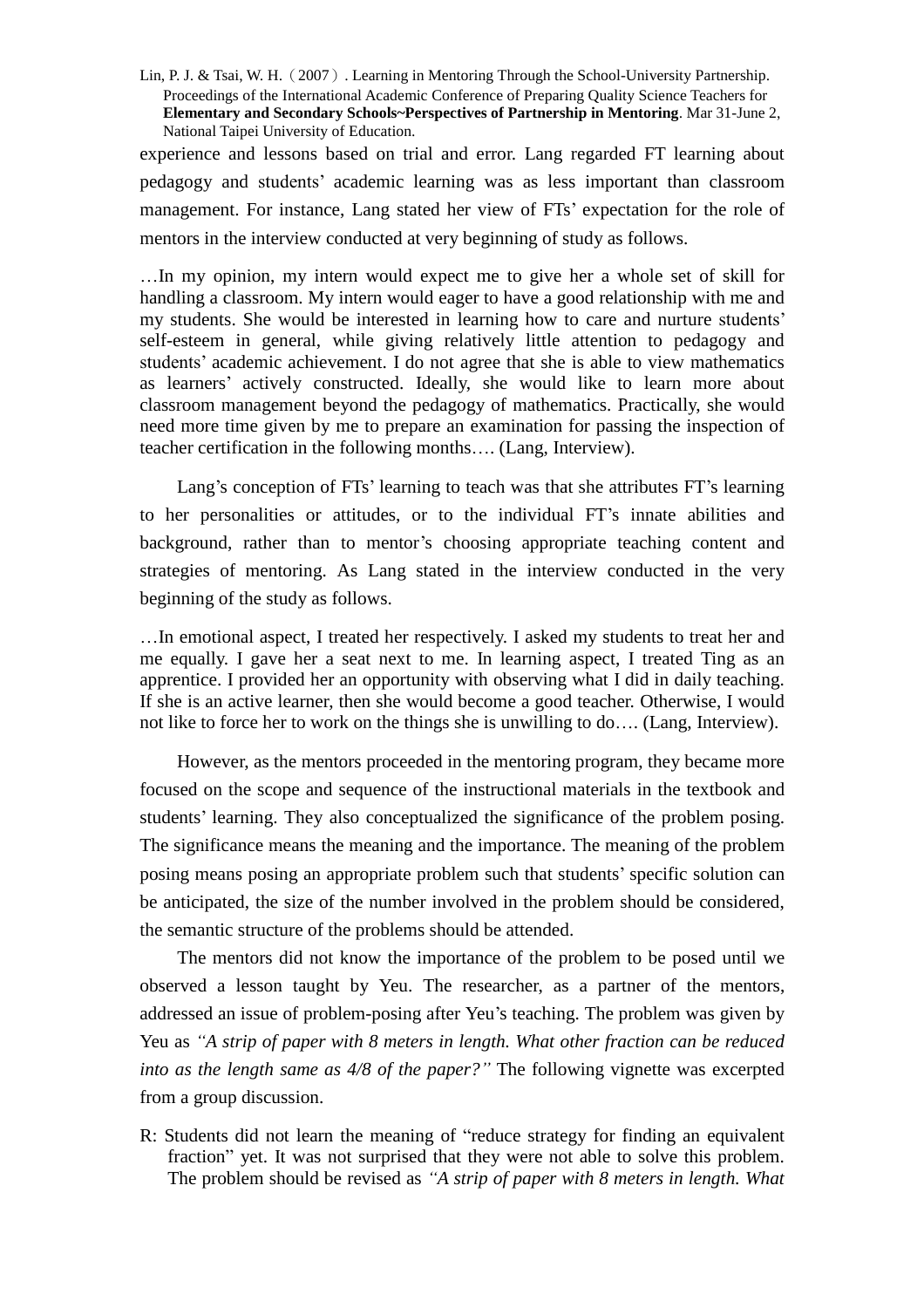experience and lessons based on trial and error. Lang regarded FT learning about pedagogy and students' academic learning was as less important than classroom management. For instance, Lang stated her view of FTs' expectation for the role of mentors in the interview conducted at very beginning of study as follows.

…In my opinion, my intern would expect me to give her a whole set of skill for handling a classroom. My intern would eager to have a good relationship with me and my students. She would be interested in learning how to care and nurture students' self-esteem in general, while giving relatively little attention to pedagogy and students' academic achievement. I do not agree that she is able to view mathematics as learners' actively constructed. Ideally, she would like to learn more about classroom management beyond the pedagogy of mathematics. Practically, she would need more time given by me to prepare an examination for passing the inspection of teacher certification in the following months…. (Lang, Interview).

Lang's conception of FTs' learning to teach was that she attributes FT's learning to her personalities or attitudes, or to the individual FT's innate abilities and background, rather than to mentor's choosing appropriate teaching content and strategies of mentoring. As Lang stated in the interview conducted in the very beginning of the study as follows.

…In emotional aspect, I treated her respectively. I asked my students to treat her and me equally. I gave her a seat next to me. In learning aspect, I treated Ting as an apprentice. I provided her an opportunity with observing what I did in daily teaching. If she is an active learner, then she would become a good teacher. Otherwise, I would not like to force her to work on the things she is unwilling to do…. (Lang, Interview).

However, as the mentors proceeded in the mentoring program, they became more focused on the scope and sequence of the instructional materials in the textbook and students' learning. They also conceptualized the significance of the problem posing. The significance means the meaning and the importance. The meaning of the problem posing means posing an appropriate problem such that students' specific solution can be anticipated, the size of the number involved in the problem should be considered, the semantic structure of the problems should be attended.

The mentors did not know the importance of the problem to be posed until we observed a lesson taught by Yeu. The researcher, as a partner of the mentors, addressed an issue of problem-posing after Yeu's teaching. The problem was given by Yeu as *"A strip of paper with 8 meters in length. What other fraction can be reduced into as the length same as 4/8 of the paper?"* The following vignette was excerpted from a group discussion.

R: Students did not learn the meaning of "reduce strategy for finding an equivalent fraction" yet. It was not surprised that they were not able to solve this problem. The problem should be revised as *"A strip of paper with 8 meters in length. What*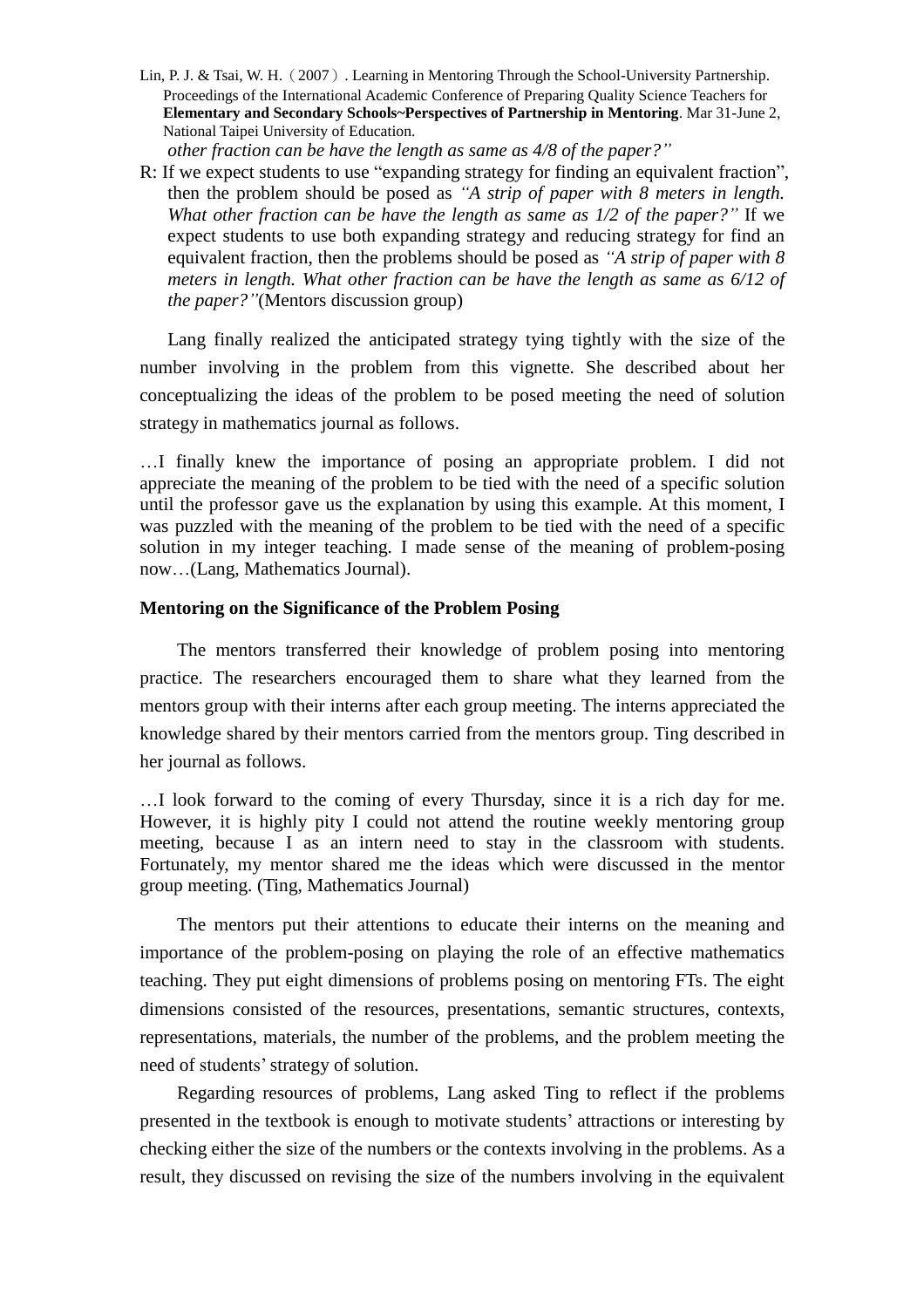*other fraction can be have the length as same as 4/8 of the paper?"*

R: If we expect students to use "expanding strategy for finding an equivalent fraction", then the problem should be posed as *"A strip of paper with 8 meters in length. What other fraction can be have the length as same as 1/2 of the paper?"* If we expect students to use both expanding strategy and reducing strategy for find an equivalent fraction, then the problems should be posed as *"A strip of paper with 8 meters in length. What other fraction can be have the length as same as 6/12 of the paper?"*(Mentors discussion group)

Lang finally realized the anticipated strategy tying tightly with the size of the number involving in the problem from this vignette. She described about her conceptualizing the ideas of the problem to be posed meeting the need of solution strategy in mathematics journal as follows.

…I finally knew the importance of posing an appropriate problem. I did not appreciate the meaning of the problem to be tied with the need of a specific solution until the professor gave us the explanation by using this example. At this moment, I was puzzled with the meaning of the problem to be tied with the need of a specific solution in my integer teaching. I made sense of the meaning of problem-posing now…(Lang, Mathematics Journal).

**Mentoring on the Significance of the Problem Posing**

The mentors transferred their knowledge of problem posing into mentoring practice. The researchers encouraged them to share what they learned from the mentors group with their interns after each group meeting. The interns appreciated the knowledge shared by their mentors carried from the mentors group. Ting described in her journal as follows.

…I look forward to the coming of every Thursday, since it is a rich day for me. However, it is highly pity I could not attend the routine weekly mentoring group meeting, because I as an intern need to stay in the classroom with students. Fortunately, my mentor shared me the ideas which were discussed in the mentor group meeting. (Ting, Mathematics Journal)

The mentors put their attentions to educate their interns on the meaning and importance of the problem-posing on playing the role of an effective mathematics teaching. They put eight dimensions of problems posing on mentoring FTs. The eight dimensions consisted of the resources, presentations, semantic structures, contexts, representations, materials, the number of the problems, and the problem meeting the need of students' strategy of solution.

Regarding resources of problems, Lang asked Ting to reflect if the problems presented in the textbook is enough to motivate students' attractions or interesting by checking either the size of the numbers or the contexts involving in the problems. As a result, they discussed on revising the size of the numbers involving in the equivalent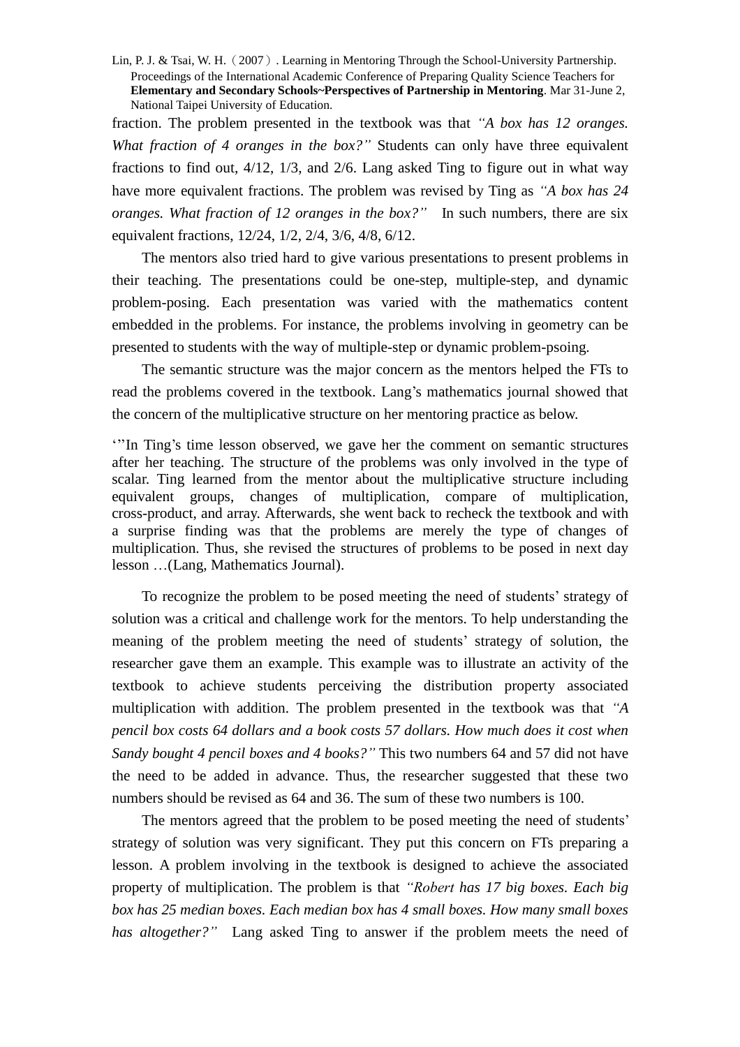fraction. The problem presented in the textbook was that *"A box has 12 oranges. What fraction of 4 oranges in the box?"* Students can only have three equivalent fractions to find out, 4/12, 1/3, and 2/6. Lang asked Ting to figure out in what way have more equivalent fractions. The problem was revised by Ting as *"A box has 24 oranges. What fraction of 12 oranges in the box?"* In such numbers, there are six equivalent fractions, 12/24, 1/2, 2/4, 3/6, 4/8, 6/12.

The mentors also tried hard to give various presentations to present problems in their teaching. The presentations could be one-step, multiple-step, and dynamic problem-posing. Each presentation was varied with the mathematics content embedded in the problems. For instance, the problems involving in geometry can be presented to students with the way of multiple-step or dynamic problem-psoing.

The semantic structure was the major concern as the mentors helped the FTs to read the problems covered in the textbook. Lang's mathematics journal showed that the concern of the multiplicative structure on her mentoring practice as below.

'"In Ting's time lesson observed, we gave her the comment on semantic structures after her teaching. The structure of the problems was only involved in the type of scalar. Ting learned from the mentor about the multiplicative structure including equivalent groups, changes of multiplication, compare of multiplication, cross-product, and array. Afterwards, she went back to recheck the textbook and with a surprise finding was that the problems are merely the type of changes of multiplication. Thus, she revised the structures of problems to be posed in next day lesson …(Lang, Mathematics Journal).

To recognize the problem to be posed meeting the need of students' strategy of solution was a critical and challenge work for the mentors. To help understanding the meaning of the problem meeting the need of students' strategy of solution, the researcher gave them an example. This example was to illustrate an activity of the textbook to achieve students perceiving the distribution property associated multiplication with addition. The problem presented in the textbook was that *"A pencil box costs 64 dollars and a book costs 57 dollars. How much does it cost when Sandy bought 4 pencil boxes and 4 books?"* This two numbers 64 and 57 did not have the need to be added in advance. Thus, the researcher suggested that these two numbers should be revised as 64 and 36. The sum of these two numbers is 100.

The mentors agreed that the problem to be posed meeting the need of students' strategy of solution was very significant. They put this concern on FTs preparing a lesson. A problem involving in the textbook is designed to achieve the associated property of multiplication. The problem is that *"Robert has 17 big boxes. Each big box has 25 median boxes. Each median box has 4 small boxes. How many small boxes has altogether?"* Lang asked Ting to answer if the problem meets the need of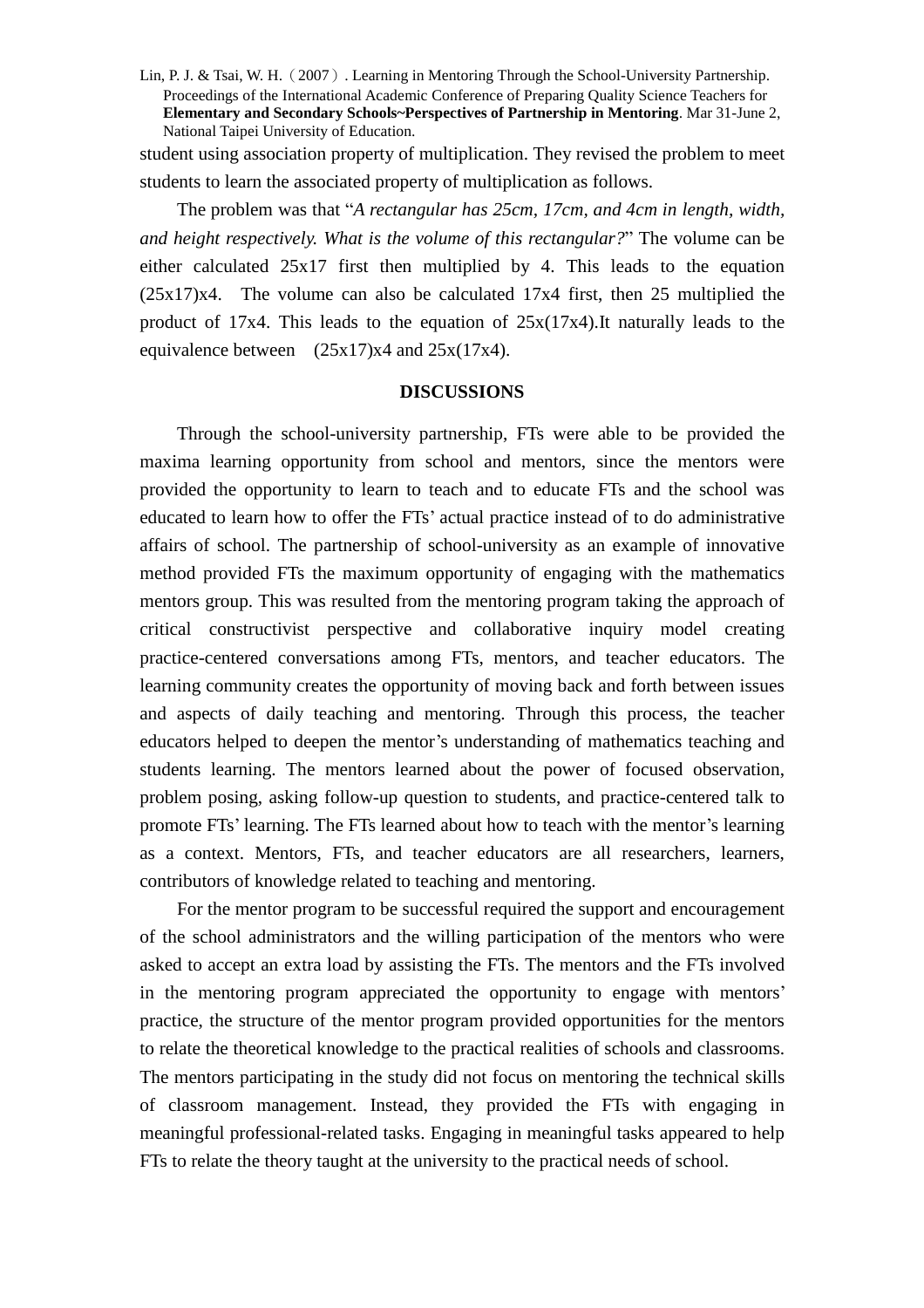student using association property of multiplication. They revised the problem to meet students to learn the associated property of multiplication as follows.

The problem was that "*A rectangular has 25cm, 17cm, and 4cm in length, width, and height respectively. What is the volume of this rectangular?*" The volume can be either calculated 25x17 first then multiplied by 4. This leads to the equation (25x17)x4. The volume can also be calculated 17x4 first, then 25 multiplied the product of 17x4. This leads to the equation of 25x(17x4).It naturally leads to the equivalence between (25x17)x4 and 25x(17x4).

## DISCUSSIONS

Through the school-university partnership, FTs were able to be provided the maxima learning opportunity from school and mentors, since the mentors were provided the opportunity to learn to teach and to educate FTs and the school was educated to learn how to offer the FTs' actual practice instead of to do administrative affairs of school. The partnership of school-university as an example of innovative method provided FTs the maximum opportunity of engaging with the mathematics mentors group. This was resulted from the mentoring program taking the approach of critical constructivist perspective and collaborative inquiry model creating practice-centered conversations among FTs, mentors, and teacher educators. The learning community creates the opportunity of moving back and forth between issues and aspects of daily teaching and mentoring. Through this process, the teacher educators helped to deepen the mentor's understanding of mathematics teaching and students learning. The mentors learned about the power of focused observation, problem posing, asking follow-up question to students, and practice-centered talk to promote FTs' learning. The FTs learned about how to teach with the mentor's learning as a context. Mentors, FTs, and teacher educators are all researchers, learners, contributors of knowledge related to teaching and mentoring.

For the mentor program to be successful required the support and encouragement of the school administrators and the willing participation of the mentors who were asked to accept an extra load by assisting the FTs. The mentors and the FTs involved in the mentoring program appreciated the opportunity to engage with mentors' practice, the structure of the mentor program provided opportunities for the mentors to relate the theoretical knowledge to the practical realities of schools and classrooms. The mentors participating in the study did not focus on mentoring the technical skills of classroom management. Instead, they provided the FTs with engaging in meaningful professional-related tasks. Engaging in meaningful tasks appeared to help FTs to relate the theory taught at the university to the practical needs of school.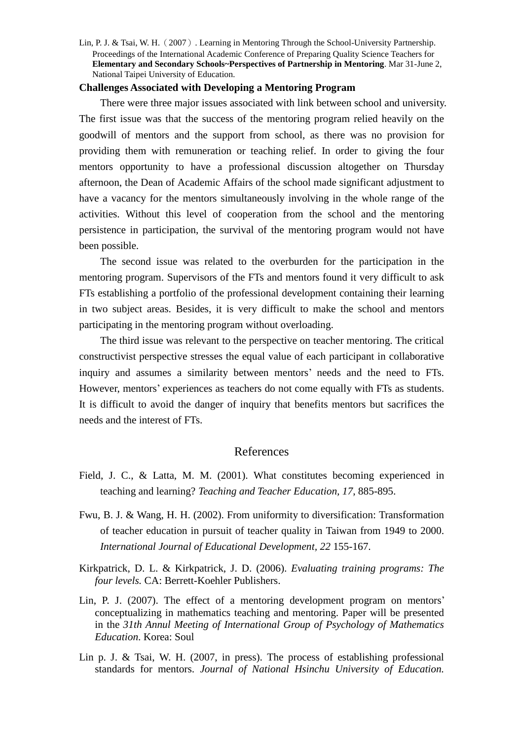## Challenges Associated with Developing a Mentoring Program

There were three major issues associated with link between school and university. The first issue was that the success of the mentoring program relied heavily on the goodwill of mentors and the support from school, as there was no provision for providing them with remuneration or teaching relief. In order to giving the four mentors opportunity to have a professional discussion altogether on Thursday afternoon, the Dean of Academic Affairs of the school made significant adjustment to have a vacancy for the mentors simultaneously involving in the whole range of the activities. Without this level of cooperation from the school and the mentoring persistence in participation, the survival of the mentoring program would not have been possible.

The second issue was related to the overburden for the participation in the mentoring program. Supervisors of the FTs and mentors found it very difficult to ask FTs establishing a portfolio of the professional development containing their learning in two subject areas. Besides, it is very difficult to make the school and mentors participating in the mentoring program without overloading.

The third issue was relevant to the perspective on teacher mentoring. The critical constructivist perspective stresses the equal value of each participant in collaborative inquiry and assumes a similarity between mentors' needs and the need to FTs. However, mentors' experiences as teachers do not come equally with FTs as students. It is difficult to avoid the danger of inquiry that benefits mentors but sacrifices the needs and the interest of FTs.

## References

Field, J. C., & Latta, M. M. (2001). What constitutes becoming experienced in teaching and learning? *Teaching and Teacher Education, 17*, 885-895.

Fwu, B. J. & Wang, H. H. (2002). From uniformity to diversification: Transformation of teacher education in pursuit of teacher quality in Taiwan from 1949 to 2000. *International Journal of Educational Development, 22* 155-167.

Kirkpatrick, D. L. & Kirkpatrick, J. D. (2006). *Evaluating training programs: The four levels.* CA: Berrett-Koehler Publishers.

Lin, P. J. (2007). The effect of a mentoring development program on mentors' conceptualizing in mathematics teaching and mentoring. Paper will be presented in the *31th Annul Meeting of International Group of Psychology of Mathematics Education*. Korea: Soul

Lin p. J. & Tsai, W. H. (2007, in press). The process of establishing professional standards for mentors. *Journal of National Hsinchu University of Education.*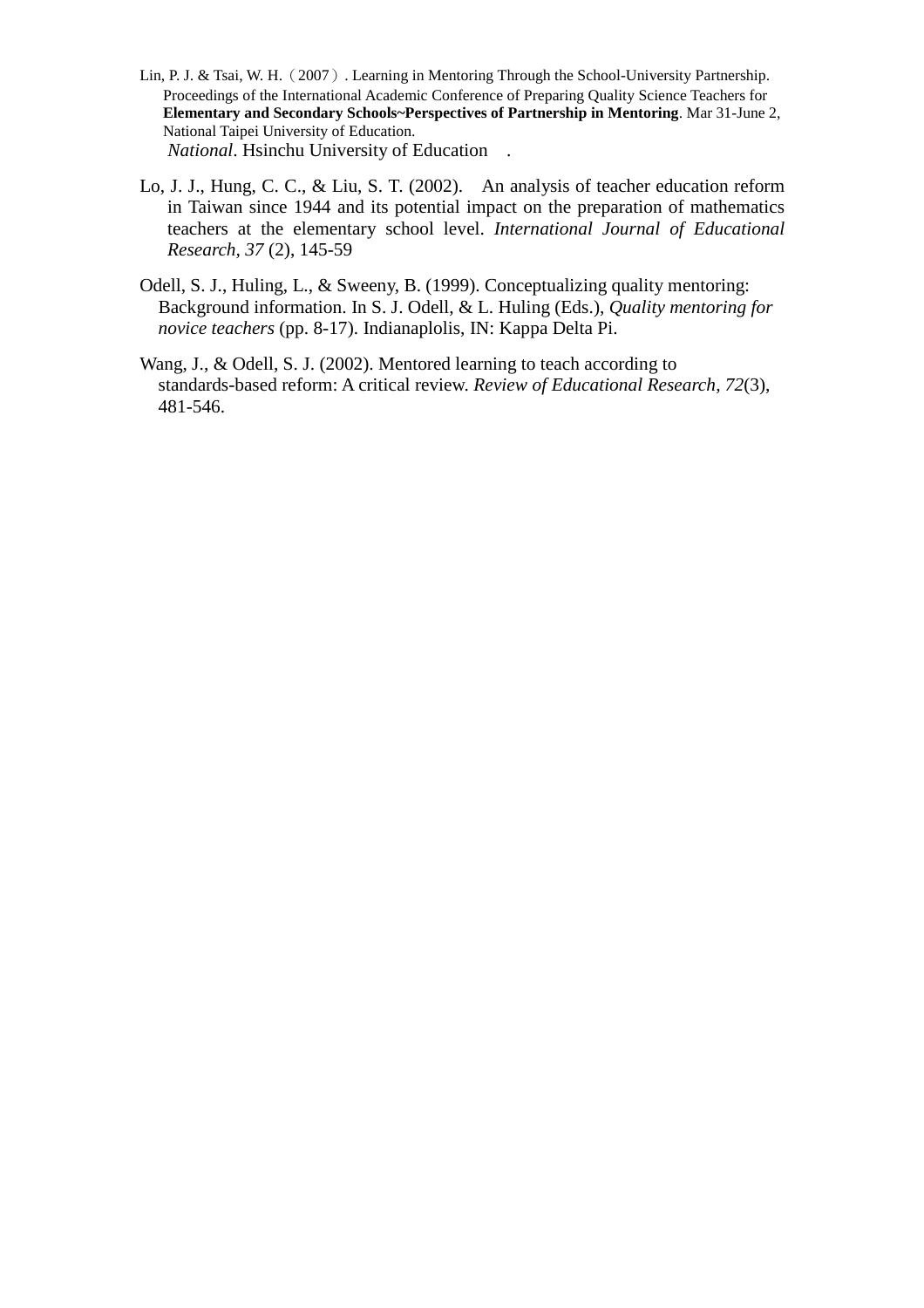Lin, P. J. & Tsai, W. H.（2007）. Learning in Mentoring Through the School-University Partnership. Proceedings of the International Academic Conference of Preparing Quality Science Teachers for **Elementary and Secondary Schools~Perspectives of Partnership in Mentoring**. Mar 31-June 2, National Taipei University of Education.
*National*. Hsinchu University of Education .

Lo, J. J., Hung, C. C., & Liu, S. T. (2002). An analysis of teacher education reform in Taiwan since 1944 and its potential impact on the preparation of mathematics teachers at the elementary school level. *International Journal of Educational Research, 37* (2), 145-59

Odell, S. J., Huling, L., & Sweeny, B. (1999). Conceptualizing quality mentoring: Background information. In S. J. Odell, & L. Huling (Eds.), *Quality mentoring for novice teachers* (pp. 8-17). Indianaplolis, IN: Kappa Delta Pi.

Wang, J., & Odell, S. J. (2002). Mentored learning to teach according to standards-based reform: A critical review. *Review of Educational Research, 72*(3), 481-546.